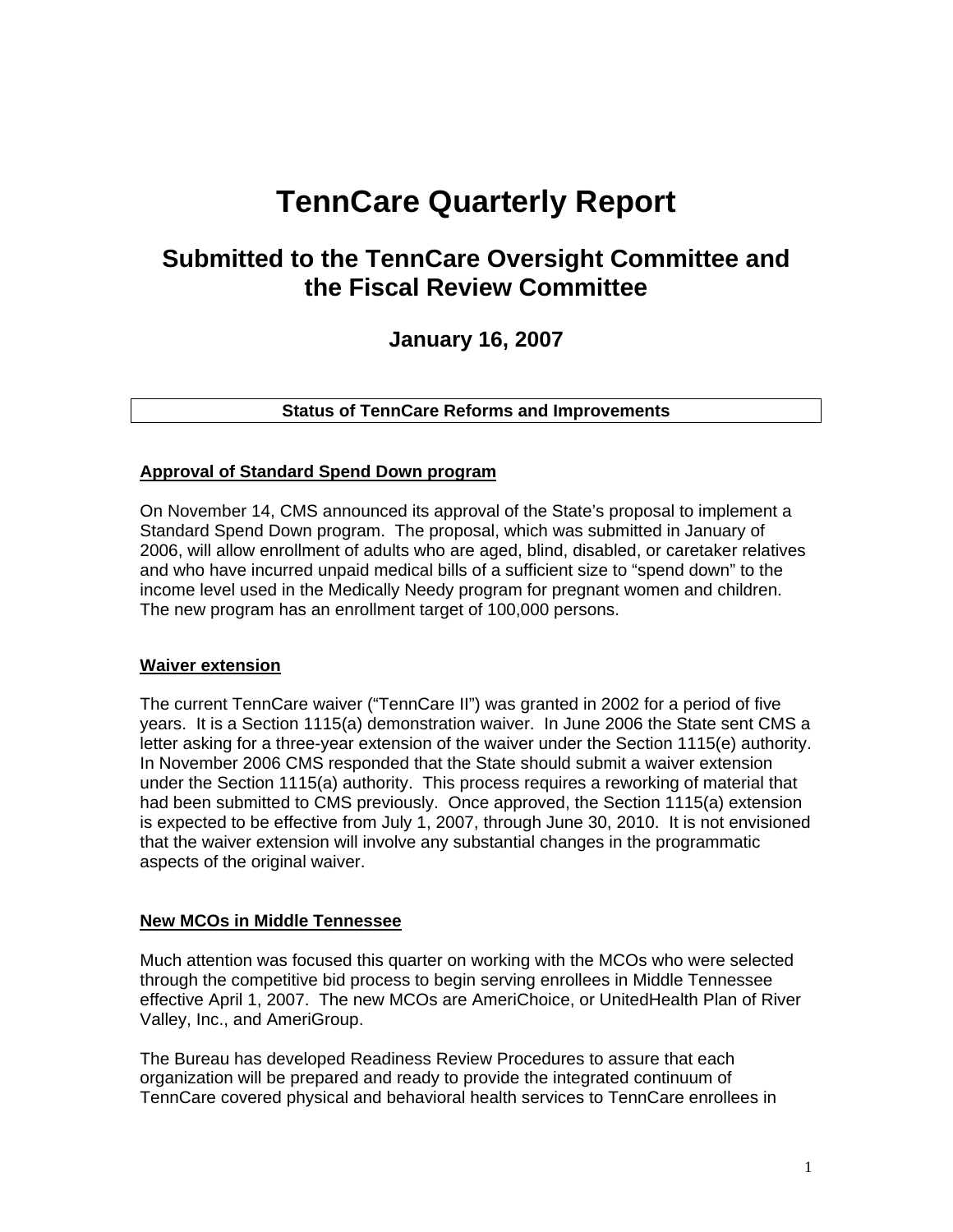# TennCare Quarterly Report

## Submitted to the TennCare Oversight Committee and the Fiscal Review Committee

### January 16, 2007

**Status of TennCare Reforms and Improvements**

**Approval of Standard Spend Down program**

On November 14, CMS announced its approval of the State's proposal to implement a Standard Spend Down program. The proposal, which was submitted in January of 2006, will allow enrollment of adults who are aged, blind, disabled, or caretaker relatives and who have incurred unpaid medical bills of a sufficient size to "spend down" to the income level used in the Medically Needy program for pregnant women and children. The new program has an enrollment target of 100,000 persons.

**Waiver extension**

The current TennCare waiver ("TennCare II") was granted in 2002 for a period of five years. It is a Section 1115(a) demonstration waiver. In June 2006 the State sent CMS a letter asking for a three-year extension of the waiver under the Section 1115(e) authority. In November 2006 CMS responded that the State should submit a waiver extension under the Section 1115(a) authority. This process requires a reworking of material that had been submitted to CMS previously. Once approved, the Section 1115(a) extension is expected to be effective from July 1, 2007, through June 30, 2010. It is not envisioned that the waiver extension will involve any substantial changes in the programmatic aspects of the original waiver.

**New MCOs in Middle Tennessee**

Much attention was focused this quarter on working with the MCOs who were selected through the competitive bid process to begin serving enrollees in Middle Tennessee effective April 1, 2007. The new MCOs are AmeriChoice, or UnitedHealth Plan of River Valley, Inc., and AmeriGroup.

The Bureau has developed Readiness Review Procedures to assure that each organization will be prepared and ready to provide the integrated continuum of TennCare covered physical and behavioral health services to TennCare enrollees in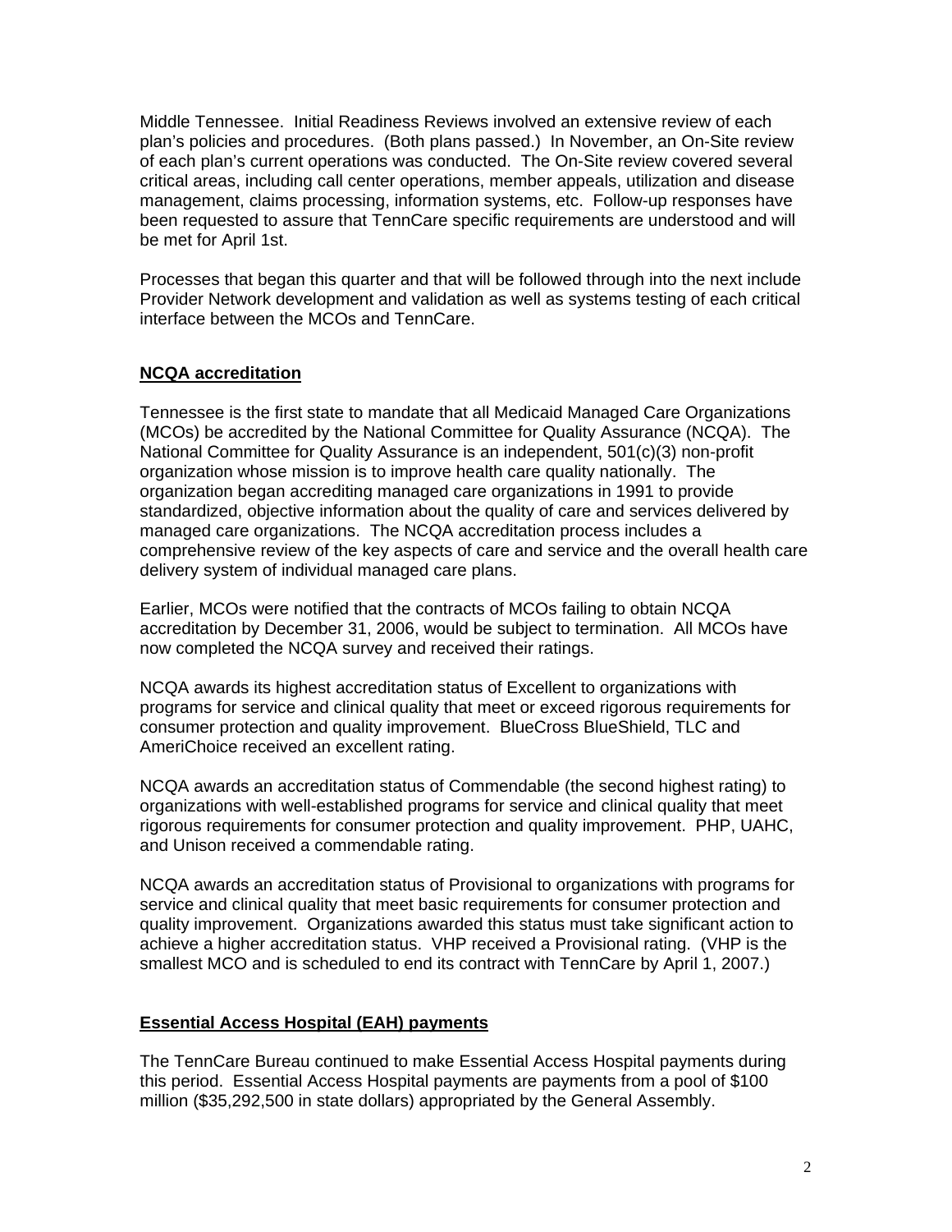Middle Tennessee. Initial Readiness Reviews involved an extensive review of each plan's policies and procedures. (Both plans passed.) In November, an On-Site review of each plan's current operations was conducted. The On-Site review covered several critical areas, including call center operations, member appeals, utilization and disease management, claims processing, information systems, etc. Follow-up responses have been requested to assure that TennCare specific requirements are understood and will be met for April 1st.

Processes that began this quarter and that will be followed through into the next include Provider Network development and validation as well as systems testing of each critical interface between the MCOs and TennCare.

## NCQA accreditation

Tennessee is the first state to mandate that all Medicaid Managed Care Organizations (MCOs) be accredited by the National Committee for Quality Assurance (NCQA). The National Committee for Quality Assurance is an independent, 501(c)(3) non-profit organization whose mission is to improve health care quality nationally. The organization began accrediting managed care organizations in 1991 to provide standardized, objective information about the quality of care and services delivered by managed care organizations. The NCQA accreditation process includes a comprehensive review of the key aspects of care and service and the overall health care delivery system of individual managed care plans.

Earlier, MCOs were notified that the contracts of MCOs failing to obtain NCQA accreditation by December 31, 2006, would be subject to termination. All MCOs have now completed the NCQA survey and received their ratings.

NCQA awards its highest accreditation status of Excellent to organizations with programs for service and clinical quality that meet or exceed rigorous requirements for consumer protection and quality improvement. BlueCross BlueShield, TLC and AmeriChoice received an excellent rating.

NCQA awards an accreditation status of Commendable (the second highest rating) to organizations with well-established programs for service and clinical quality that meet rigorous requirements for consumer protection and quality improvement. PHP, UAHC, and Unison received a commendable rating.

NCQA awards an accreditation status of Provisional to organizations with programs for service and clinical quality that meet basic requirements for consumer protection and quality improvement. Organizations awarded this status must take significant action to achieve a higher accreditation status. VHP received a Provisional rating. (VHP is the smallest MCO and is scheduled to end its contract with TennCare by April 1, 2007.)

## Essential Access Hospital (EAH) payments

The TennCare Bureau continued to make Essential Access Hospital payments during this period. Essential Access Hospital payments are payments from a pool of $100 million ($35,292,500 in state dollars) appropriated by the General Assembly.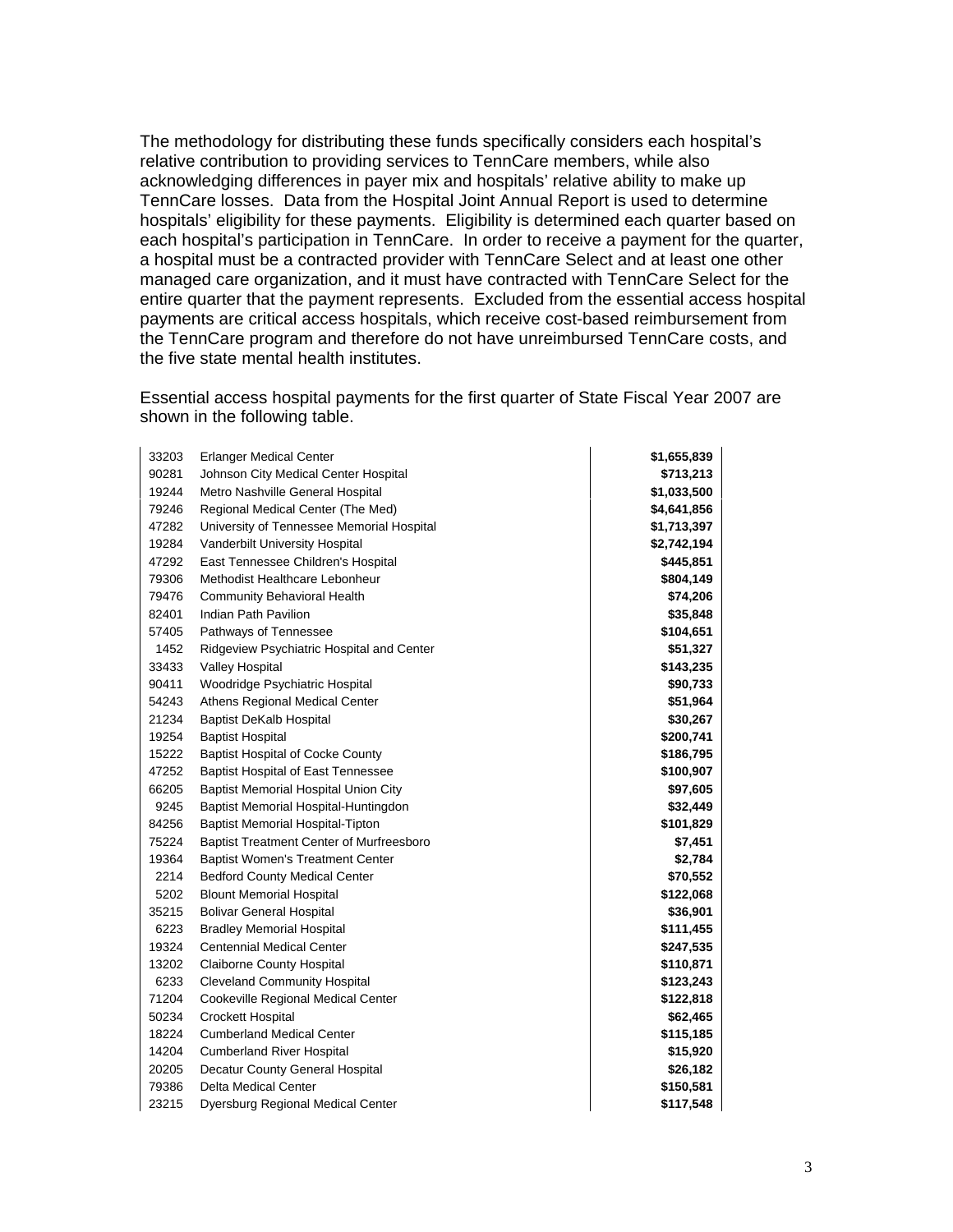The methodology for distributing these funds specifically considers each hospital's relative contribution to providing services to TennCare members, while also acknowledging differences in payer mix and hospitals' relative ability to make up TennCare losses. Data from the Hospital Joint Annual Report is used to determine hospitals' eligibility for these payments. Eligibility is determined each quarter based on each hospital's participation in TennCare. In order to receive a payment for the quarter, a hospital must be a contracted provider with TennCare Select and at least one other managed care organization, and it must have contracted with TennCare Select for the entire quarter that the payment represents. Excluded from the essential access hospital payments are critical access hospitals, which receive cost-based reimbursement from the TennCare program and therefore do not have unreimbursed TennCare costs, and the five state mental health institutes.

Essential access hospital payments for the first quarter of State Fiscal Year 2007 are shown in the following table.

| | | |
|---|---|---|
| 33203 | Erlanger Medical Center | **$1,655,839** |
| 90281 | Johnson City Medical Center Hospital | **$713,213** |
| 19244 | Metro Nashville General Hospital | **$1,033,500** |
| 79246 | Regional Medical Center (The Med) | **$4,641,856** |
| 47282 | University of Tennessee Memorial Hospital | **$1,713,397** |
| 19284 | Vanderbilt University Hospital | **$2,742,194** |
| 47292 | East Tennessee Children's Hospital | **$445,851** |
| 79306 | Methodist Healthcare Lebonheur | **$804,149** |
| 79476 | Community Behavioral Health | **$74,206** |
| 82401 | Indian Path Pavilion | **$35,848** |
| 57405 | Pathways of Tennessee | **$104,651** |
| 1452 | Ridgeview Psychiatric Hospital and Center | **$51,327** |
| 33433 | Valley Hospital | **$143,235** |
| 90411 | Woodridge Psychiatric Hospital | **$90,733** |
| 54243 | Athens Regional Medical Center | **$51,964** |
| 21234 | Baptist DeKalb Hospital | **$30,267** |
| 19254 | Baptist Hospital | **$200,741** |
| 15222 | Baptist Hospital of Cocke County | **$186,795** |
| 47252 | Baptist Hospital of East Tennessee | **$100,907** |
| 66205 | Baptist Memorial Hospital Union City | **$97,605** |
| 9245 | Baptist Memorial Hospital-Huntingdon | **$32,449** |
| 84256 | Baptist Memorial Hospital-Tipton | **$101,829** |
| 75224 | Baptist Treatment Center of Murfreesboro | **$7,451** |
| 19364 | Baptist Women's Treatment Center | **$2,784** |
| 2214 | Bedford County Medical Center | **$70,552** |
| 5202 | Blount Memorial Hospital | **$122,068** |
| 35215 | Bolivar General Hospital | **$36,901** |
| 6223 | Bradley Memorial Hospital | **$111,455** |
| 19324 | Centennial Medical Center | **$247,535** |
| 13202 | Claiborne County Hospital | **$110,871** |
| 6233 | Cleveland Community Hospital | **$123,243** |
| 71204 | Cookeville Regional Medical Center | **$122,818** |
| 50234 | Crockett Hospital | **$62,465** |
| 18224 | Cumberland Medical Center | **$115,185** |
| 14204 | Cumberland River Hospital | **$15,920** |
| 20205 | Decatur County General Hospital | **$26,182** |
| 79386 | Delta Medical Center | **$150,581** |
| 23215 | Dyersburg Regional Medical Center | **$117,548** |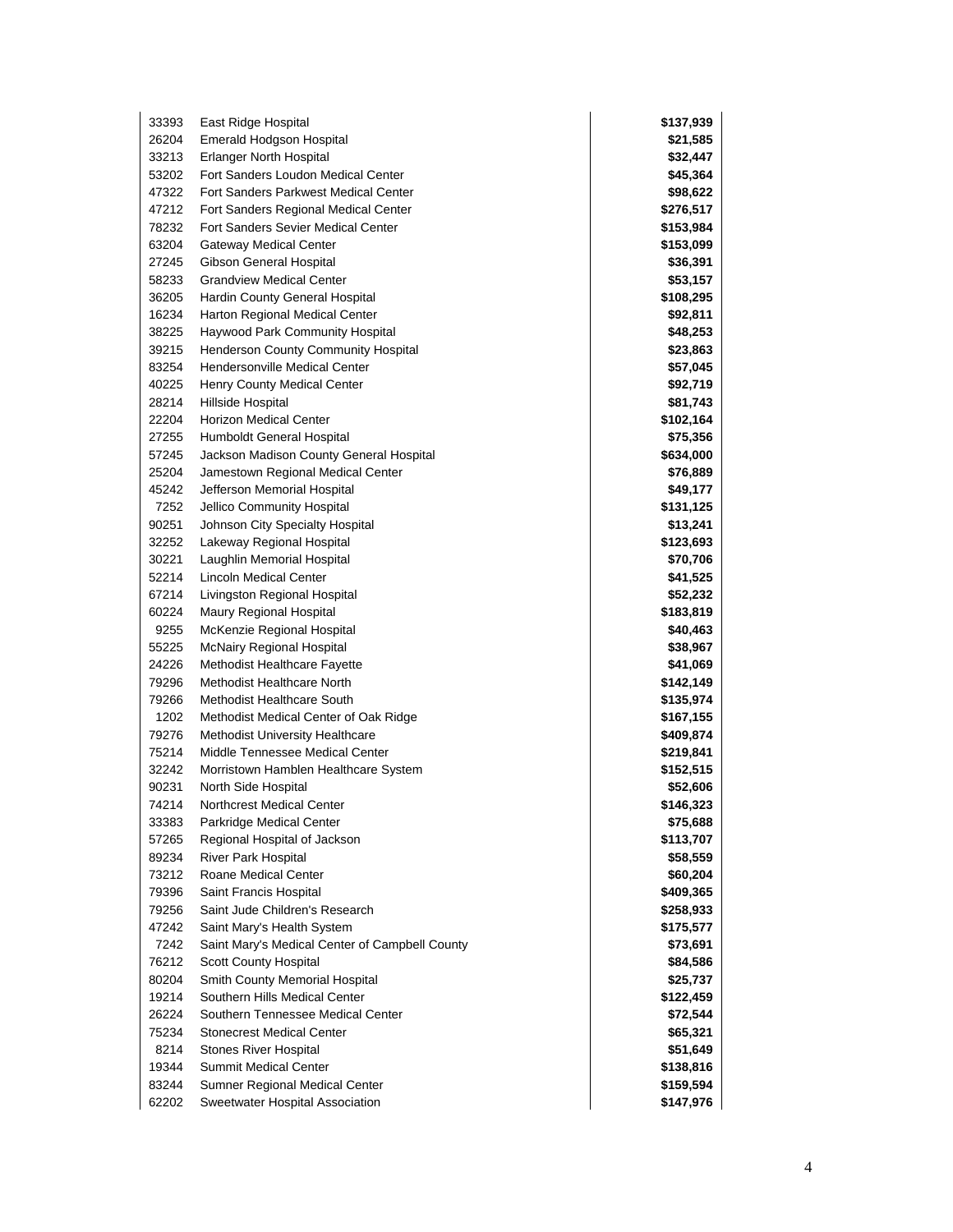| | | |
|---|---|---|
| 33393 | East Ridge Hospital | **$137,939** |
| 26204 | Emerald Hodgson Hospital | **$21,585** |
| 33213 | Erlanger North Hospital | **$32,447** |
| 53202 | Fort Sanders Loudon Medical Center | **$45,364** |
| 47322 | Fort Sanders Parkwest Medical Center | **$98,622** |
| 47212 | Fort Sanders Regional Medical Center | **$276,517** |
| 78232 | Fort Sanders Sevier Medical Center | **$153,984** |
| 63204 | Gateway Medical Center | **$153,099** |
| 27245 | Gibson General Hospital | **$36,391** |
| 58233 | Grandview Medical Center | **$53,157** |
| 36205 | Hardin County General Hospital | **$108,295** |
| 16234 | Harton Regional Medical Center | **$92,811** |
| 38225 | Haywood Park Community Hospital | **$48,253** |
| 39215 | Henderson County Community Hospital | **$23,863** |
| 83254 | Hendersonville Medical Center | **$57,045** |
| 40225 | Henry County Medical Center | **$92,719** |
| 28214 | Hillside Hospital | **$81,743** |
| 22204 | Horizon Medical Center | **$102,164** |
| 27255 | Humboldt General Hospital | **$75,356** |
| 57245 | Jackson Madison County General Hospital | **$634,000** |
| 25204 | Jamestown Regional Medical Center | **$76,889** |
| 45242 | Jefferson Memorial Hospital | **$49,177** |
| 7252 | Jellico Community Hospital | **$131,125** |
| 90251 | Johnson City Specialty Hospital | **$13,241** |
| 32252 | Lakeway Regional Hospital | **$123,693** |
| 30221 | Laughlin Memorial Hospital | **$70,706** |
| 52214 | Lincoln Medical Center | **$41,525** |
| 67214 | Livingston Regional Hospital | **$52,232** |
| 60224 | Maury Regional Hospital | **$183,819** |
| 9255 | McKenzie Regional Hospital | **$40,463** |
| 55225 | McNairy Regional Hospital | **$38,967** |
| 24226 | Methodist Healthcare Fayette | **$41,069** |
| 79296 | Methodist Healthcare North | **$142,149** |
| 79266 | Methodist Healthcare South | **$135,974** |
| 1202 | Methodist Medical Center of Oak Ridge | **$167,155** |
| 79276 | Methodist University Healthcare | **$409,874** |
| 75214 | Middle Tennessee Medical Center | **$219,841** |
| 32242 | Morristown Hamblen Healthcare System | **$152,515** |
| 90231 | North Side Hospital | **$52,606** |
| 74214 | Northcrest Medical Center | **$146,323** |
| 33383 | Parkridge Medical Center | **$75,688** |
| 57265 | Regional Hospital of Jackson | **$113,707** |
| 89234 | River Park Hospital | **$58,559** |
| 73212 | Roane Medical Center | **$60,204** |
| 79396 | Saint Francis Hospital | **$409,365** |
| 79256 | Saint Jude Children's Research | **$258,933** |
| 47242 | Saint Mary's Health System | **$175,577** |
| 7242 | Saint Mary's Medical Center of Campbell County | **$73,691** |
| 76212 | Scott County Hospital | **$84,586** |
| 80204 | Smith County Memorial Hospital | **$25,737** |
| 19214 | Southern Hills Medical Center | **$122,459** |
| 26224 | Southern Tennessee Medical Center | **$72,544** |
| 75234 | Stonecrest Medical Center | **$65,321** |
| 8214 | Stones River Hospital | **$51,649** |
| 19344 | Summit Medical Center | **$138,816** |
| 83244 | Sumner Regional Medical Center | **$159,594** |
| 62202 | Sweetwater Hospital Association | **$147,976** |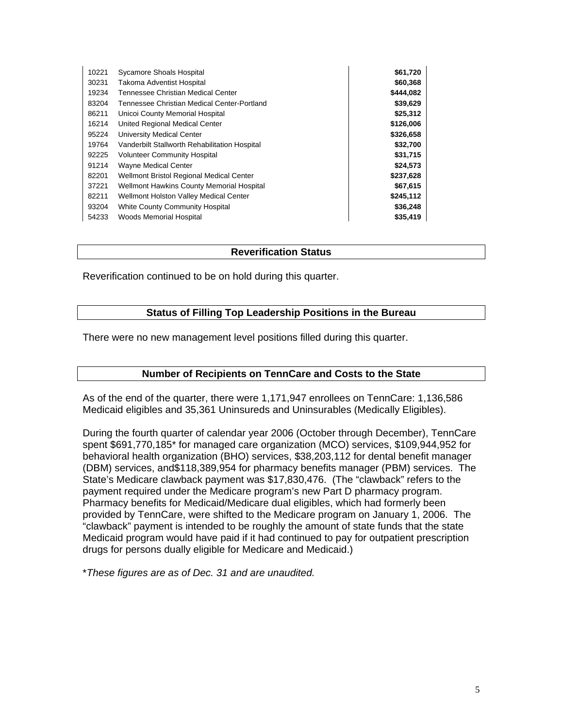| | | |
|---|---|---|
| 10221 | Sycamore Shoals Hospital | **$61,720** |
| 30231 | Takoma Adventist Hospital | **$60,368** |
| 19234 | Tennessee Christian Medical Center | **$444,082** |
| 83204 | Tennessee Christian Medical Center-Portland | **$39,629** |
| 86211 | Unicoi County Memorial Hospital | **$25,312** |
| 16214 | United Regional Medical Center | **$126,006** |
| 95224 | University Medical Center | **$326,658** |
| 19764 | Vanderbilt Stallworth Rehabilitation Hospital | **$32,700** |
| 92225 | Volunteer Community Hospital | **$31,715** |
| 91214 | Wayne Medical Center | **$24,573** |
| 82201 | Wellmont Bristol Regional Medical Center | **$237,628** |
| 37221 | Wellmont Hawkins County Memorial Hospital | **$67,615** |
| 82211 | Wellmont Holston Valley Medical Center | **$245,112** |
| 93204 | White County Community Hospital | **$36,248** |
| 54233 | Woods Memorial Hospital | **$35,419** |

## Reverification Status

Reverification continued to be on hold during this quarter.

## Status of Filling Top Leadership Positions in the Bureau

There were no new management level positions filled during this quarter.

## Number of Recipients on TennCare and Costs to the State

As of the end of the quarter, there were 1,171,947 enrollees on TennCare: 1,136,586 Medicaid eligibles and 35,361 Uninsureds and Uninsurables (Medically Eligibles).

During the fourth quarter of calendar year 2006 (October through December), TennCare spent $691,770,185* for managed care organization (MCO) services, $109,944,952 for behavioral health organization (BHO) services, $38,203,112 for dental benefit manager (DBM) services, and$118,389,954 for pharmacy benefits manager (PBM) services. The State's Medicare clawback payment was $17,830,476. (The "clawback" refers to the payment required under the Medicare program's new Part D pharmacy program. Pharmacy benefits for Medicaid/Medicare dual eligibles, which had formerly been provided by TennCare, were shifted to the Medicare program on January 1, 2006. The "clawback" payment is intended to be roughly the amount of state funds that the state Medicaid program would have paid if it had continued to pay for outpatient prescription drugs for persons dually eligible for Medicare and Medicaid.)

*\*These figures are as of Dec. 31 and are unaudited.*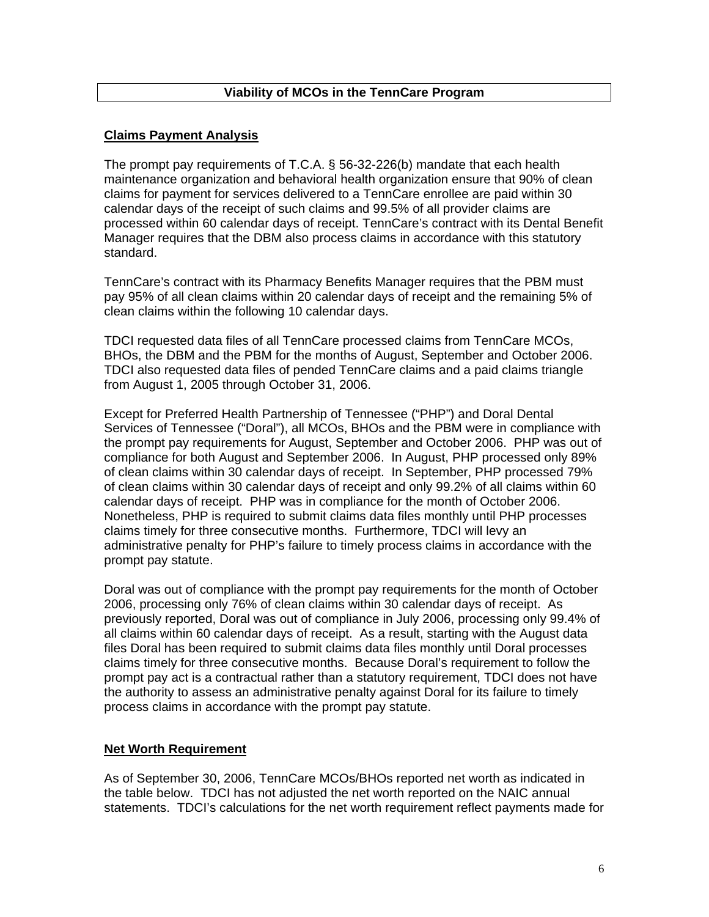# Viability of MCOs in the TennCare Program

## Claims Payment Analysis

The prompt pay requirements of T.C.A. § 56-32-226(b) mandate that each health maintenance organization and behavioral health organization ensure that 90% of clean claims for payment for services delivered to a TennCare enrollee are paid within 30 calendar days of the receipt of such claims and 99.5% of all provider claims are processed within 60 calendar days of receipt. TennCare's contract with its Dental Benefit Manager requires that the DBM also process claims in accordance with this statutory standard.

TennCare's contract with its Pharmacy Benefits Manager requires that the PBM must pay 95% of all clean claims within 20 calendar days of receipt and the remaining 5% of clean claims within the following 10 calendar days.

TDCI requested data files of all TennCare processed claims from TennCare MCOs, BHOs, the DBM and the PBM for the months of August, September and October 2006. TDCI also requested data files of pended TennCare claims and a paid claims triangle from August 1, 2005 through October 31, 2006.

Except for Preferred Health Partnership of Tennessee ("PHP") and Doral Dental Services of Tennessee ("Doral"), all MCOs, BHOs and the PBM were in compliance with the prompt pay requirements for August, September and October 2006. PHP was out of compliance for both August and September 2006. In August, PHP processed only 89% of clean claims within 30 calendar days of receipt. In September, PHP processed 79% of clean claims within 30 calendar days of receipt and only 99.2% of all claims within 60 calendar days of receipt. PHP was in compliance for the month of October 2006. Nonetheless, PHP is required to submit claims data files monthly until PHP processes claims timely for three consecutive months. Furthermore, TDCI will levy an administrative penalty for PHP's failure to timely process claims in accordance with the prompt pay statute.

Doral was out of compliance with the prompt pay requirements for the month of October 2006, processing only 76% of clean claims within 30 calendar days of receipt. As previously reported, Doral was out of compliance in July 2006, processing only 99.4% of all claims within 60 calendar days of receipt. As a result, starting with the August data files Doral has been required to submit claims data files monthly until Doral processes claims timely for three consecutive months. Because Doral's requirement to follow the prompt pay act is a contractual rather than a statutory requirement, TDCI does not have the authority to assess an administrative penalty against Doral for its failure to timely process claims in accordance with the prompt pay statute.

## Net Worth Requirement

As of September 30, 2006, TennCare MCOs/BHOs reported net worth as indicated in the table below. TDCI has not adjusted the net worth reported on the NAIC annual statements. TDCI's calculations for the net worth requirement reflect payments made for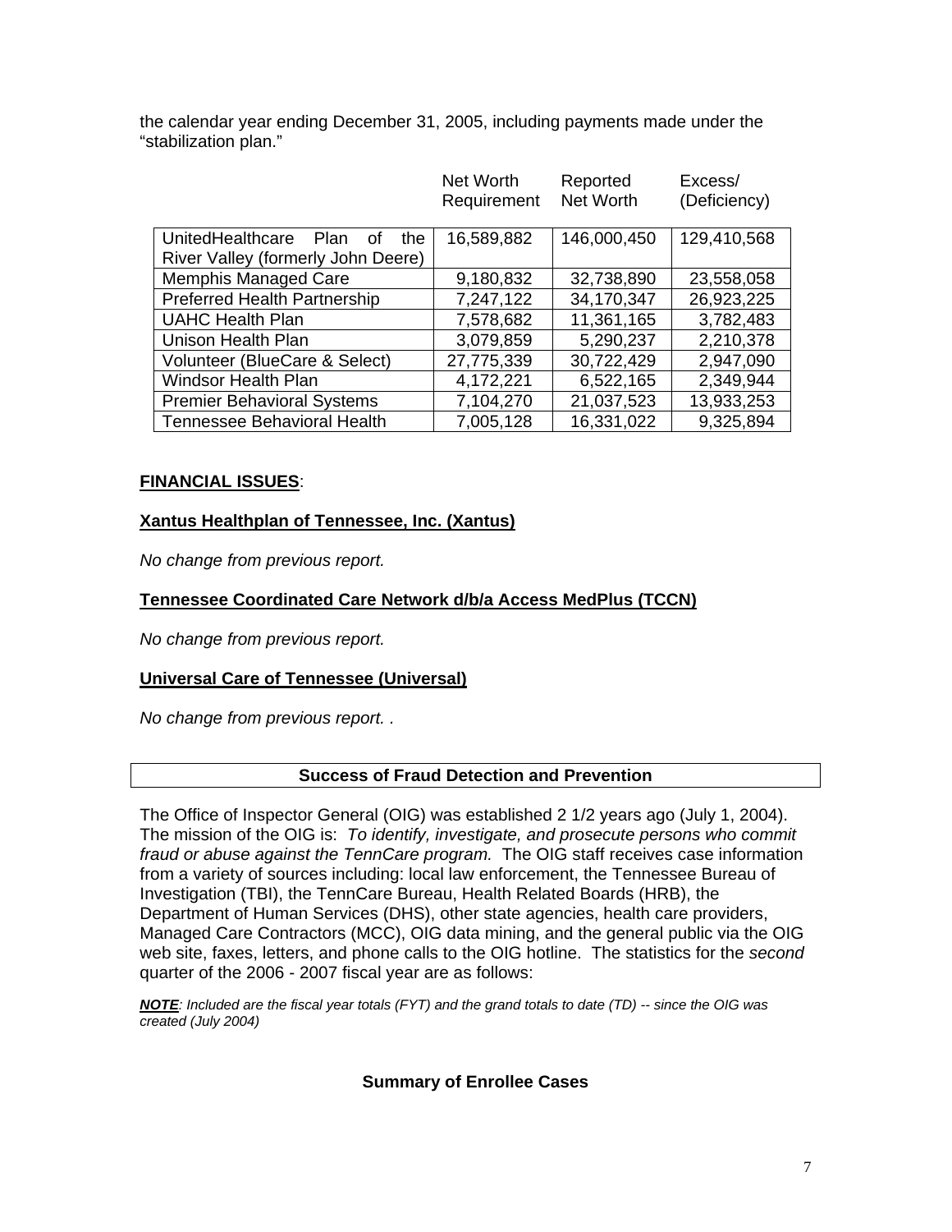the calendar year ending December 31, 2005, including payments made under the "stabilization plan."

| | Net Worth Requirement | Reported Net Worth | Excess/ (Deficiency) |
|---|---|---|---|
| UnitedHealthcare Plan of the River Valley (formerly John Deere) | 16,589,882 | 146,000,450 | 129,410,568 |
| Memphis Managed Care | 9,180,832 | 32,738,890 | 23,558,058 |
| Preferred Health Partnership | 7,247,122 | 34,170,347 | 26,923,225 |
| UAHC Health Plan | 7,578,682 | 11,361,165 | 3,782,483 |
| Unison Health Plan | 3,079,859 | 5,290,237 | 2,210,378 |
| Volunteer (BlueCare & Select) | 27,775,339 | 30,722,429 | 2,947,090 |
| Windsor Health Plan | 4,172,221 | 6,522,165 | 2,349,944 |
| Premier Behavioral Systems | 7,104,270 | 21,037,523 | 13,933,253 |
| Tennessee Behavioral Health | 7,005,128 | 16,331,022 | 9,325,894 |

**FINANCIAL ISSUES**:

**Xantus Healthplan of Tennessee, Inc. (Xantus)**

*No change from previous report.*

**Tennessee Coordinated Care Network d/b/a Access MedPlus (TCCN)**

*No change from previous report.*

**Universal Care of Tennessee (Universal)**

*No change from previous report.* .

## Success of Fraud Detection and Prevention

The Office of Inspector General (OIG) was established 2 1/2 years ago (July 1, 2004). The mission of the OIG is: *To identify, investigate, and prosecute persons who commit fraud or abuse against the TennCare program.* The OIG staff receives case information from a variety of sources including: local law enforcement, the Tennessee Bureau of Investigation (TBI), the TennCare Bureau, Health Related Boards (HRB), the Department of Human Services (DHS), other state agencies, health care providers, Managed Care Contractors (MCC), OIG data mining, and the general public via the OIG web site, faxes, letters, and phone calls to the OIG hotline. The statistics for the *second* quarter of the 2006 - 2007 fiscal year are as follows:

***NOTE****: Included are the fiscal year totals (FYT) and the grand totals to date (TD) -- since the OIG was created (July 2004)*

**Summary of Enrollee Cases**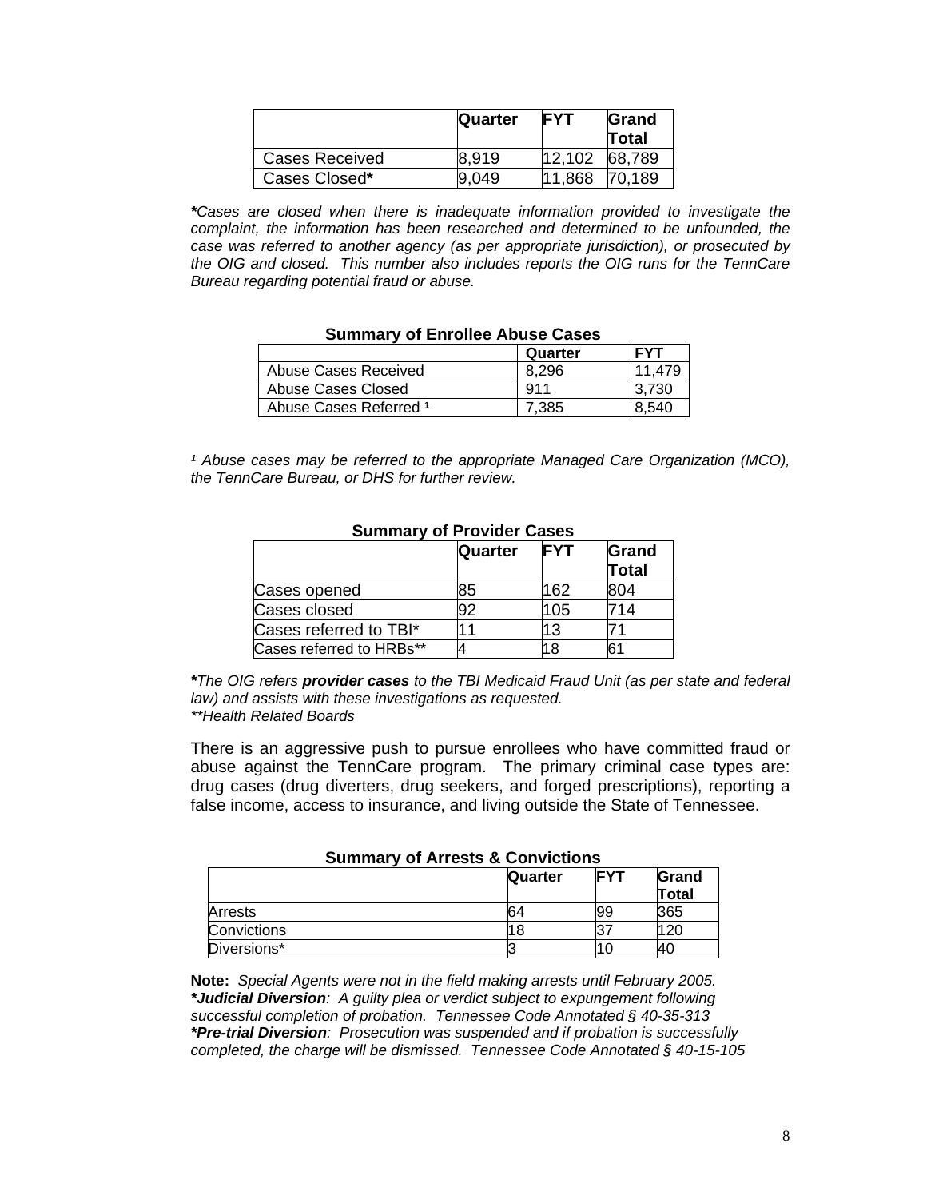| | Quarter | FYT | Grand Total |
|---|---|---|---|
| Cases Received | 8,919 | 12,102 | 68,789 |
| Cases Closed* | 9,049 | 11,868 | 70,189 |

***Cases are closed when there is inadequate information provided to investigate the complaint, the information has been researched and determined to be unfounded, the case was referred to another agency (as per appropriate jurisdiction), or prosecuted by the OIG and closed. This number also includes reports the OIG runs for the TennCare Bureau regarding potential fraud or abuse.***

**Summary of Enrollee Abuse Cases**

| | Quarter | FYT |
|---|---|---|
| Abuse Cases Received | 8,296 | 11,479 |
| Abuse Cases Closed | 911 | 3,730 |
| Abuse Cases Referred [1] | 7,385 | 8,540 |

*[1] Abuse cases may be referred to the appropriate Managed Care Organization (MCO), the TennCare Bureau, or DHS for further review.*

**Summary of Provider Cases**

| | Quarter | FYT | Grand Total |
|---|---|---|---|
| Cases opened | 85 | 162 | 804 |
| Cases closed | 92 | 105 | 714 |
| Cases referred to TBI* | 11 | 13 | 71 |
| Cases referred to HRBs** | 4 | 18 | 61 |

**\****The OIG refers **provider cases** to the TBI Medicaid Fraud Unit (as per state and federal law) and assists with these investigations as requested.*
*\*\*Health Related Boards*

There is an aggressive push to pursue enrollees who have committed fraud or abuse against the TennCare program. The primary criminal case types are: drug cases (drug diverters, drug seekers, and forged prescriptions), reporting a false income, access to insurance, and living outside the State of Tennessee.

**Summary of Arrests & Convictions**

| | Quarter | FYT | Grand Total |
|---|---|---|---|
| Arrests | 64 | 99 | 365 |
| Convictions | 18 | 37 | 120 |
| Diversions* | 3 | 10 | 40 |

**Note:** *Special Agents were not in the field making arrests until February 2005.*
***\*Judicial Diversion**: A guilty plea or verdict subject to expungement following successful completion of probation. Tennessee Code Annotated § 40-35-313*
***\*Pre-trial Diversion**: Prosecution was suspended and if probation is successfully completed, the charge will be dismissed. Tennessee Code Annotated § 40-15-105*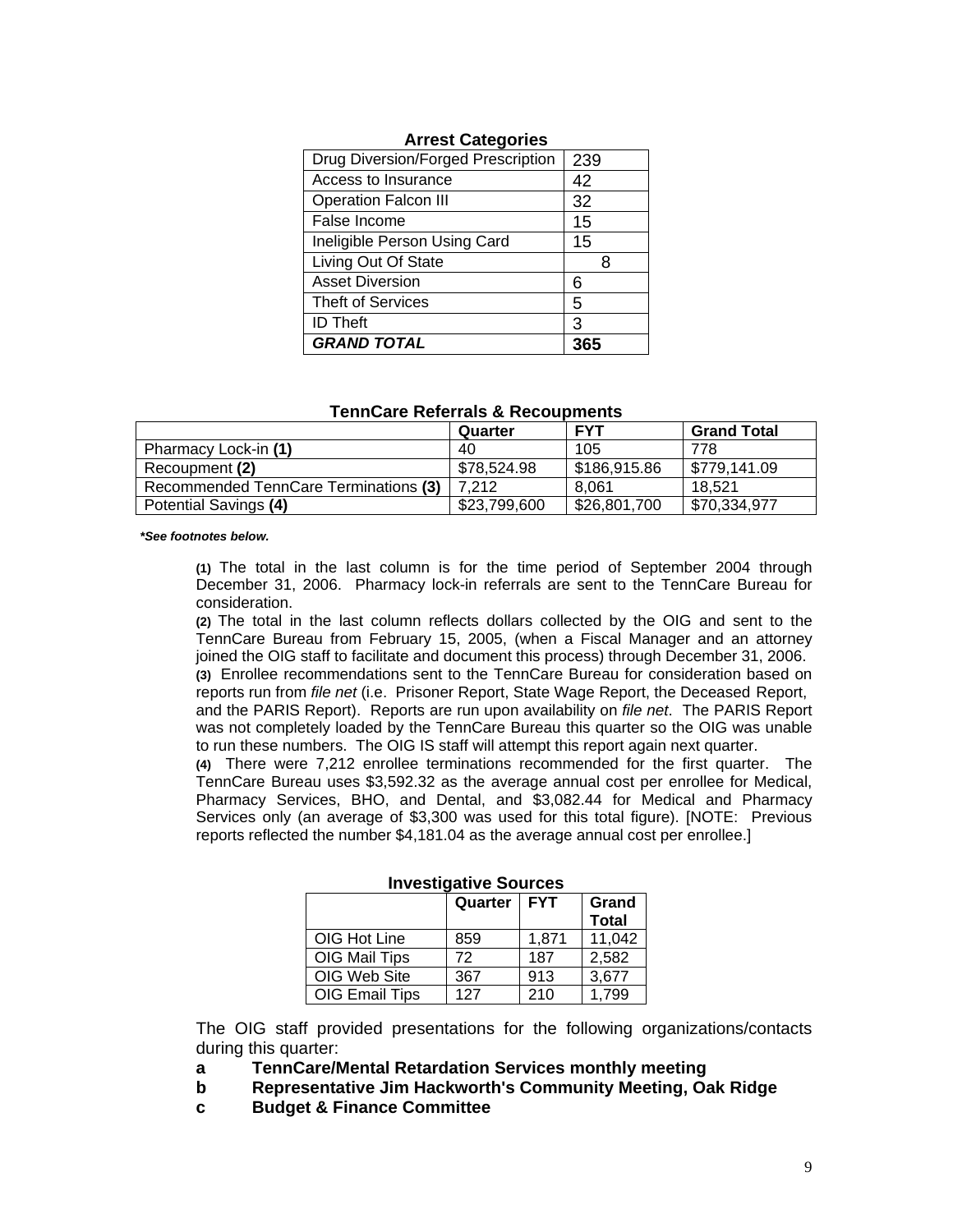**Arrest Categories**

| | |
|---|---|
| Drug Diversion/Forged Prescription | 239 |
| Access to Insurance | 42 |
| Operation Falcon III | 32 |
| False Income | 15 |
| Ineligible Person Using Card | 15 |
| Living Out Of State | 8 |
| Asset Diversion | 6 |
| Theft of Services | 5 |
| ID Theft | 3 |
| ***GRAND TOTAL*** | **365** |

**TennCare Referrals & Recoupments**

| | Quarter | FYT | Grand Total |
|---|---|---|---|
| Pharmacy Lock-in **(1)** | 40 | 105 | 778 |
| Recoupment **(2)** | $78,524.98 | $186,915.86 | $779,141.09 |
| Recommended TennCare Terminations **(3)** | 7,212 | 8,061 | 18,521 |
| Potential Savings **(4)** | $23,799,600 | $26,801,700 | $70,334,977 |

***See footnotes below.***

**(1)** The total in the last column is for the time period of September 2004 through December 31, 2006. Pharmacy lock-in referrals are sent to the TennCare Bureau for consideration.

**(2)** The total in the last column reflects dollars collected by the OIG and sent to the TennCare Bureau from February 15, 2005, (when a Fiscal Manager and an attorney joined the OIG staff to facilitate and document this process) through December 31, 2006.

**(3)** Enrollee recommendations sent to the TennCare Bureau for consideration based on reports run from *file net* (i.e. Prisoner Report, State Wage Report, the Deceased Report, and the PARIS Report). Reports are run upon availability on *file net*. The PARIS Report was not completely loaded by the TennCare Bureau this quarter so the OIG was unable to run these numbers. The OIG IS staff will attempt this report again next quarter.

**(4)** There were 7,212 enrollee terminations recommended for the first quarter. The TennCare Bureau uses $3,592.32 as the average annual cost per enrollee for Medical, Pharmacy Services, BHO, and Dental, and $3,082.44 for Medical and Pharmacy Services only (an average of $3,300 was used for this total figure). [NOTE: Previous reports reflected the number $4,181.04 as the average annual cost per enrollee.]

**Investigative Sources**

| | Quarter | FYT | Grand Total |
|---|---|---|---|
| OIG Hot Line | 859 | 1,871 | 11,042 |
| OIG Mail Tips | 72 | 187 | 2,582 |
| OIG Web Site | 367 | 913 | 3,677 |
| OIG Email Tips | 127 | 210 | 1,799 |

The OIG staff provided presentations for the following organizations/contacts during this quarter:

- **a TennCare/Mental Retardation Services monthly meeting**
- **b Representative Jim Hackworth's Community Meeting, Oak Ridge**
- **c Budget & Finance Committee**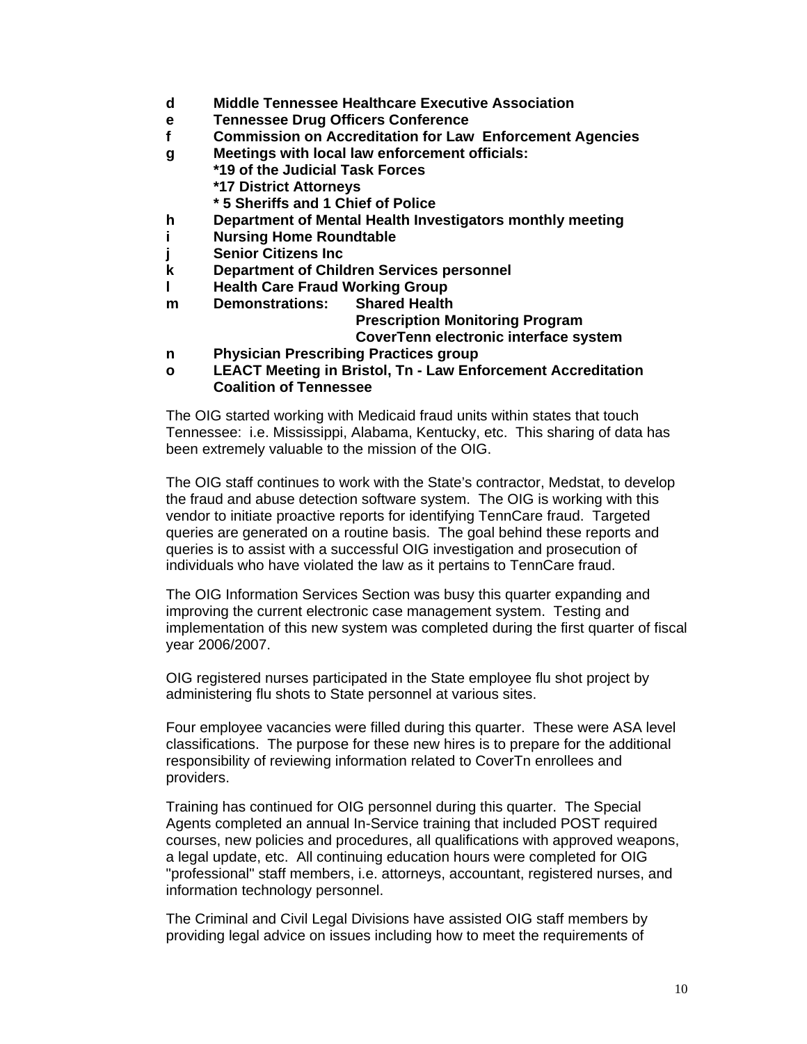**d Middle Tennessee Healthcare Executive Association**
**e Tennessee Drug Officers Conference**
**f Commission on Accreditation for Law Enforcement Agencies**
**g Meetings with local law enforcement officials:**
**\*19 of the Judicial Task Forces**
**\*17 District Attorneys**
**\* 5 Sheriffs and 1 Chief of Police**
**h Department of Mental Health Investigators monthly meeting**
**i Nursing Home Roundtable**
**j Senior Citizens Inc**
**k Department of Children Services personnel**
**l Health Care Fraud Working Group**
**m Demonstrations: Shared Health**
**Prescription Monitoring Program**
**CoverTenn electronic interface system**
**n Physician Prescribing Practices group**
**o LEACT Meeting in Bristol, Tn - Law Enforcement Accreditation Coalition of Tennessee**

The OIG started working with Medicaid fraud units within states that touch Tennessee: i.e. Mississippi, Alabama, Kentucky, etc. This sharing of data has been extremely valuable to the mission of the OIG.

The OIG staff continues to work with the State's contractor, Medstat, to develop the fraud and abuse detection software system. The OIG is working with this vendor to initiate proactive reports for identifying TennCare fraud. Targeted queries are generated on a routine basis. The goal behind these reports and queries is to assist with a successful OIG investigation and prosecution of individuals who have violated the law as it pertains to TennCare fraud.

The OIG Information Services Section was busy this quarter expanding and improving the current electronic case management system. Testing and implementation of this new system was completed during the first quarter of fiscal year 2006/2007.

OIG registered nurses participated in the State employee flu shot project by administering flu shots to State personnel at various sites.

Four employee vacancies were filled during this quarter. These were ASA level classifications. The purpose for these new hires is to prepare for the additional responsibility of reviewing information related to CoverTn enrollees and providers.

Training has continued for OIG personnel during this quarter. The Special Agents completed an annual In-Service training that included POST required courses, new policies and procedures, all qualifications with approved weapons, a legal update, etc. All continuing education hours were completed for OIG "professional" staff members, i.e. attorneys, accountant, registered nurses, and information technology personnel.

The Criminal and Civil Legal Divisions have assisted OIG staff members by providing legal advice on issues including how to meet the requirements of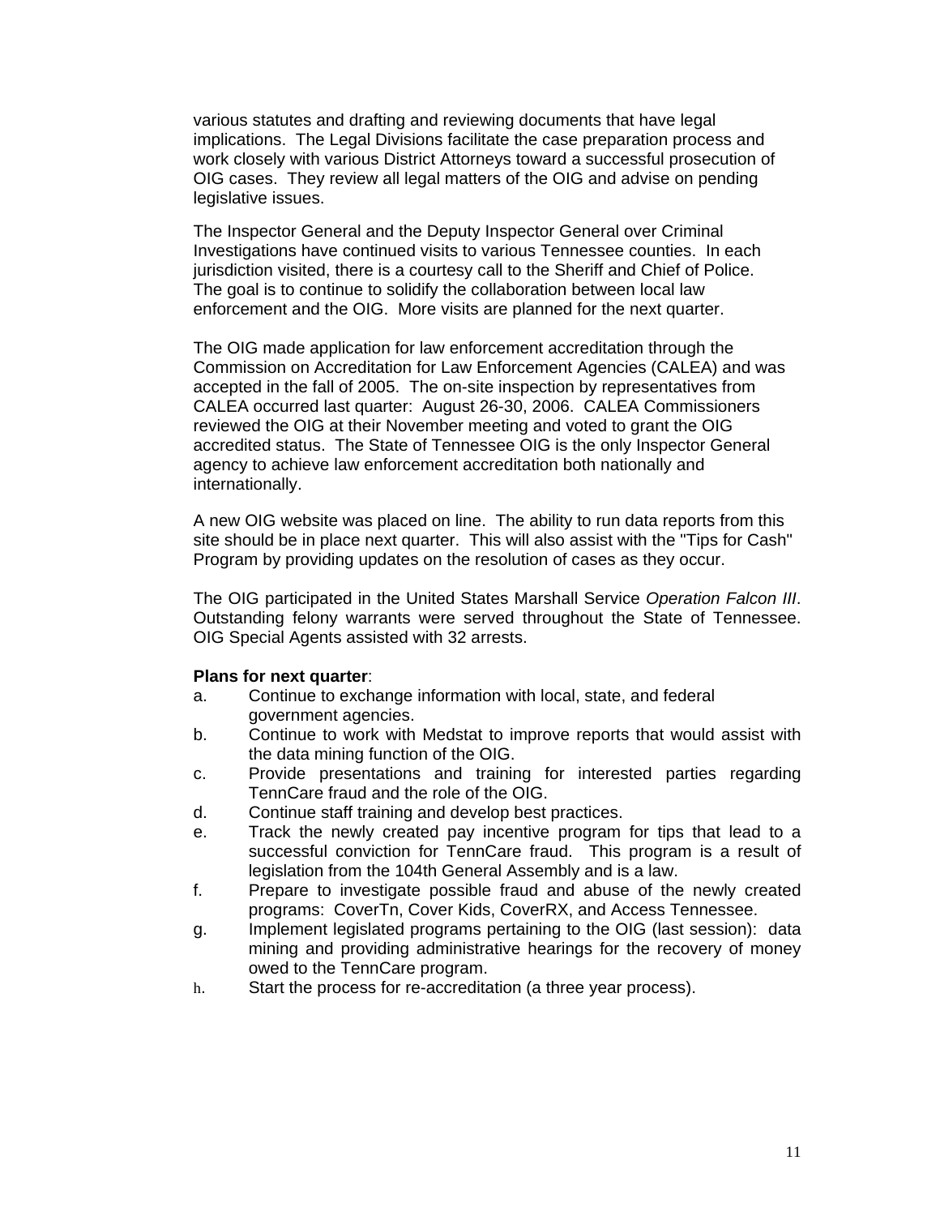various statutes and drafting and reviewing documents that have legal implications. The Legal Divisions facilitate the case preparation process and work closely with various District Attorneys toward a successful prosecution of OIG cases. They review all legal matters of the OIG and advise on pending legislative issues.

The Inspector General and the Deputy Inspector General over Criminal Investigations have continued visits to various Tennessee counties. In each jurisdiction visited, there is a courtesy call to the Sheriff and Chief of Police. The goal is to continue to solidify the collaboration between local law enforcement and the OIG. More visits are planned for the next quarter.

The OIG made application for law enforcement accreditation through the Commission on Accreditation for Law Enforcement Agencies (CALEA) and was accepted in the fall of 2005. The on-site inspection by representatives from CALEA occurred last quarter: August 26-30, 2006. CALEA Commissioners reviewed the OIG at their November meeting and voted to grant the OIG accredited status. The State of Tennessee OIG is the only Inspector General agency to achieve law enforcement accreditation both nationally and internationally.

A new OIG website was placed on line. The ability to run data reports from this site should be in place next quarter. This will also assist with the "Tips for Cash" Program by providing updates on the resolution of cases as they occur.

The OIG participated in the United States Marshall Service *Operation Falcon III*. Outstanding felony warrants were served throughout the State of Tennessee. OIG Special Agents assisted with 32 arrests.

**Plans for next quarter**:

a. Continue to exchange information with local, state, and federal government agencies.
b. Continue to work with Medstat to improve reports that would assist with the data mining function of the OIG.
c. Provide presentations and training for interested parties regarding TennCare fraud and the role of the OIG.
d. Continue staff training and develop best practices.
e. Track the newly created pay incentive program for tips that lead to a successful conviction for TennCare fraud. This program is a result of legislation from the 104th General Assembly and is a law.
f. Prepare to investigate possible fraud and abuse of the newly created programs: CoverTn, Cover Kids, CoverRX, and Access Tennessee.
g. Implement legislated programs pertaining to the OIG (last session): data mining and providing administrative hearings for the recovery of money owed to the TennCare program.
h. Start the process for re-accreditation (a three year process).